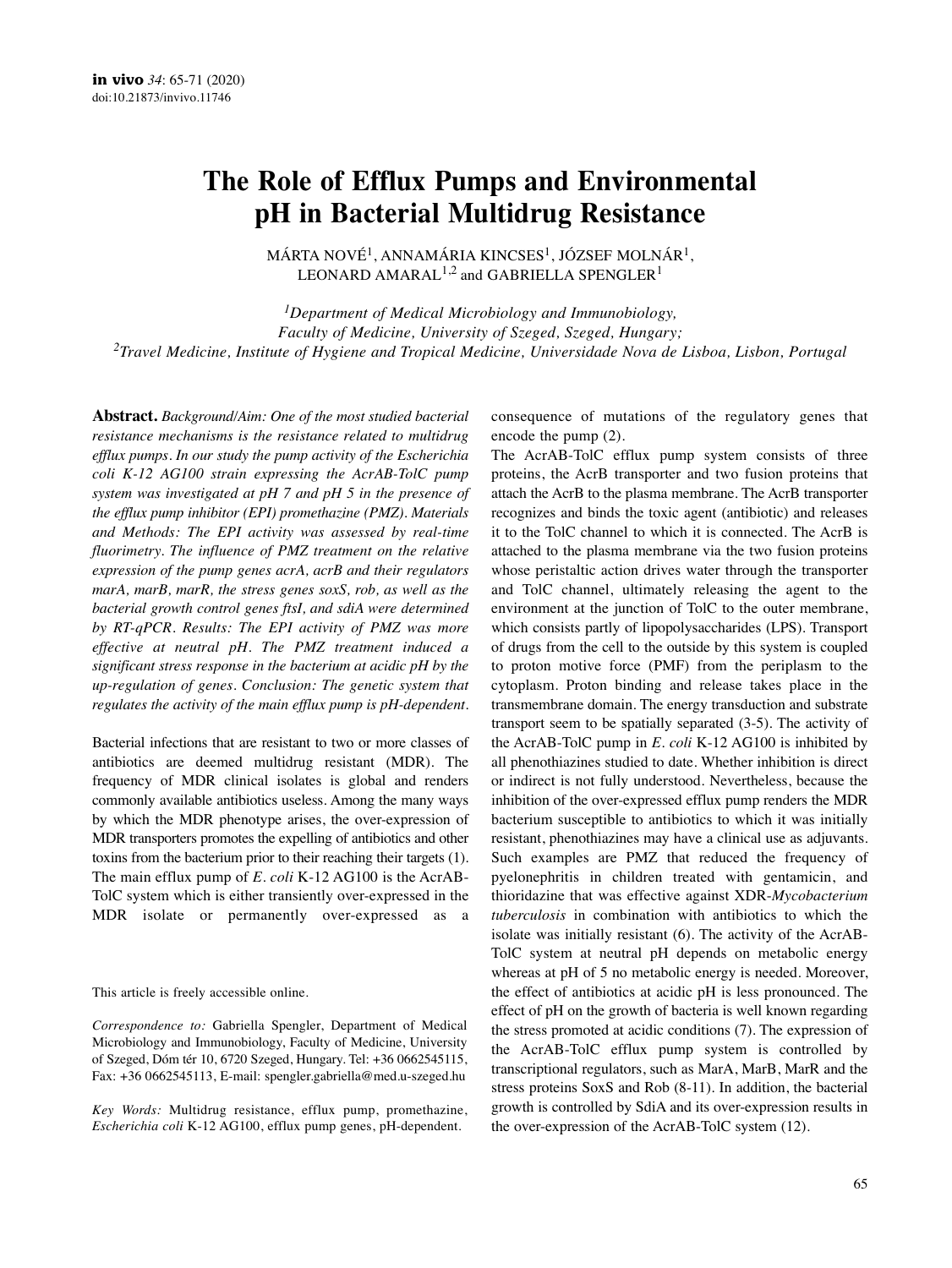# The Role of Efflux Pumps and Environmental pH in Bacterial Multidrug Resistance

MÁRTA NOVÉ[1], ANNAMÁRIA KINCSES[1], JÓZSEF MOLNÁR[1], LEONARD AMARAL[1,2] and GABRIELLA SPENGLER[1]

[1]*Department of Medical Microbiology and Immunobiology, Faculty of Medicine, University of Szeged, Szeged, Hungary;*
[2]*Travel Medicine, Institute of Hygiene and Tropical Medicine, Universidade Nova de Lisboa, Lisbon, Portugal*

**Abstract.** *Background/Aim: One of the most studied bacterial resistance mechanisms is the resistance related to multidrug efflux pumps. In our study the pump activity of the Escherichia coli K-12 AG100 strain expressing the AcrAB-TolC pump system was investigated at pH 7 and pH 5 in the presence of the efflux pump inhibitor (EPI) promethazine (PMZ). Materials and Methods: The EPI activity was assessed by real-time fluorimetry. The influence of PMZ treatment on the relative expression of the pump genes acrA, acrB and their regulators marA, marB, marR, the stress genes soxS, rob, as well as the bacterial growth control genes ftsI, and sdiA were determined by RT-qPCR. Results: The EPI activity of PMZ was more effective at neutral pH. The PMZ treatment induced a significant stress response in the bacterium at acidic pH by the up-regulation of genes. Conclusion: The genetic system that regulates the activity of the main efflux pump is pH-dependent.*

Bacterial infections that are resistant to two or more classes of antibiotics are deemed multidrug resistant (MDR). The frequency of MDR clinical isolates is global and renders commonly available antibiotics useless. Among the many ways by which the MDR phenotype arises, the over-expression of MDR transporters promotes the expelling of antibiotics and other toxins from the bacterium prior to their reaching their targets (1). The main efflux pump of *E. coli* K-12 AG100 is the AcrAB-TolC system which is either transiently over-expressed in the MDR isolate or permanently over-expressed as a consequence of mutations of the regulatory genes that encode the pump (2).

The AcrAB-TolC efflux pump system consists of three proteins, the AcrB transporter and two fusion proteins that attach the AcrB to the plasma membrane. The AcrB transporter recognizes and binds the toxic agent (antibiotic) and releases it to the TolC channel to which it is connected. The AcrB is attached to the plasma membrane via the two fusion proteins whose peristaltic action drives water through the transporter and TolC channel, ultimately releasing the agent to the environment at the junction of TolC to the outer membrane, which consists partly of lipopolysaccharides (LPS). Transport of drugs from the cell to the outside by this system is coupled to proton motive force (PMF) from the periplasm to the cytoplasm. Proton binding and release takes place in the transmembrane domain. The energy transduction and substrate transport seem to be spatially separated (3-5). The activity of the AcrAB-TolC pump in *E. coli* K-12 AG100 is inhibited by all phenothiazines studied to date. Whether inhibition is direct or indirect is not fully understood. Nevertheless, because the inhibition of the over-expressed efflux pump renders the MDR bacterium susceptible to antibiotics to which it was initially resistant, phenothiazines may have a clinical use as adjuvants. Such examples are PMZ that reduced the frequency of pyelonephritis in children treated with gentamicin, and thioridazine that was effective against XDR-*Mycobacterium tuberculosis* in combination with antibiotics to which the isolate was initially resistant (6). The activity of the AcrAB-TolC system at neutral pH depends on metabolic energy whereas at pH of 5 no metabolic energy is needed. Moreover, the effect of antibiotics at acidic pH is less pronounced. The effect of pH on the growth of bacteria is well known regarding the stress promoted at acidic conditions (7). The expression of the AcrAB-TolC efflux pump system is controlled by transcriptional regulators, such as MarA, MarB, MarR and the stress proteins SoxS and Rob (8-11). In addition, the bacterial growth is controlled by SdiA and its over-expression results in the over-expression of the AcrAB-TolC system (12).

This article is freely accessible online.

*Correspondence to:* Gabriella Spengler, Department of Medical Microbiology and Immunobiology, Faculty of Medicine, University of Szeged, Dóm tér 10, 6720 Szeged, Hungary. Tel: +36 0662545115, Fax: +36 0662545113, E-mail: spengler.gabriella@med.u-szeged.hu

*Key Words:* Multidrug resistance, efflux pump, promethazine, *Escherichia coli* K-12 AG100, efflux pump genes, pH-dependent.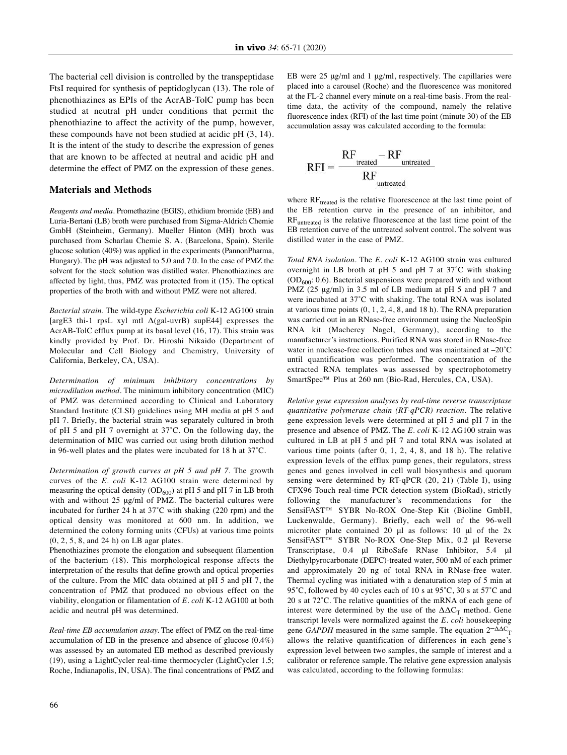The bacterial cell division is controlled by the transpeptidase FtsI required for synthesis of peptidoglycan (13). The role of phenothiazines as EPIs of the AcrAB-TolC pump has been studied at neutral pH under conditions that permit the phenothiazine to affect the activity of the pump, however, these compounds have not been studied at acidic pH (3, 14). It is the intent of the study to describe the expression of genes that are known to be affected at neutral and acidic pH and determine the effect of PMZ on the expression of these genes.

## Materials and Methods

*Reagents and media.* Promethazine (EGIS), ethidium bromide (EB) and Luria-Bertani (LB) broth were purchased from Sigma-Aldrich Chemie GmbH (Steinheim, Germany). Mueller Hinton (MH) broth was purchased from Scharlau Chemie S. A. (Barcelona, Spain). Sterile glucose solution (40%) was applied in the experiments (PannonPharma, Hungary). The pH was adjusted to 5.0 and 7.0. In the case of PMZ the solvent for the stock solution was distilled water. Phenothiazines are affected by light, thus, PMZ was protected from it (15). The optical properties of the broth with and without PMZ were not altered.

*Bacterial strain.* The wild-type *Escherichia coli* K-12 AG100 strain [argE3 thi-1 rpsL xyl mtl Δ(gal-uvrB) supE44] expresses the AcrAB-TolC efflux pump at its basal level (16, 17). This strain was kindly provided by Prof. Dr. Hiroshi Nikaido (Department of Molecular and Cell Biology and Chemistry, University of California, Berkeley, CA, USA).

*Determination of minimum inhibitory concentrations by microdilution method.* The minimum inhibitory concentration (MIC) of PMZ was determined according to Clinical and Laboratory Standard Institute (CLSI) guidelines using MH media at pH 5 and pH 7. Briefly, the bacterial strain was separately cultured in broth of pH 5 and pH 7 overnight at 37˚C. On the following day, the determination of MIC was carried out using broth dilution method in 96-well plates and the plates were incubated for 18 h at 37˚C.

*Determination of growth curves at pH 5 and pH 7.* The growth curves of the *E. coli* K-12 AG100 strain were determined by measuring the optical density ($OD_{600}$) at pH 5 and pH 7 in LB broth with and without 25 μg/ml of PMZ. The bacterial cultures were incubated for further 24 h at 37˚C with shaking (220 rpm) and the optical density was monitored at 600 nm. In addition, we determined the colony forming units (CFUs) at various time points (0, 2, 5, 8, and 24 h) on LB agar plates.

Phenothiazines promote the elongation and subsequent filamentation of the bacterium (18). This morphological response affects the interpretation of the results that define growth and optical properties of the culture. From the MIC data obtained at pH 5 and pH 7, the concentration of PMZ that produced no obvious effect on the viability, elongation or filamentation of *E. coli* K-12 AG100 at both acidic and neutral pH was determined.

*Real-time EB accumulation assay.* The effect of PMZ on the real-time accumulation of EB in the presence and absence of glucose (0.4%) was assessed by an automated EB method as described previously (19), using a LightCycler real-time thermocycler (LightCycler 1.5; Roche, Indianapolis, IN, USA). The final concentrations of PMZ and EB were 25 μg/ml and 1 μg/ml, respectively. The capillaries were placed into a carousel (Roche) and the fluorescence was monitored at the FL-2 channel every minute on a real-time basis. From the real-time data, the activity of the compound, namely the relative fluorescence index (RFI) of the last time point (minute 30) of the EB accumulation assay was calculated according to the formula:

$$RFI = \frac{RF_{treated} - RF_{untreated}}{RF_{untreated}}$$

where $RF_{treated}$ is the relative fluorescence at the last time point of the EB retention curve in the presence of an inhibitor, and $RF_{untreated}$ is the relative fluorescence at the last time point of the EB retention curve of the untreated solvent control. The solvent was distilled water in the case of PMZ.

*Total RNA isolation.* The *E. coli* K-12 AG100 strain was cultured overnight in LB broth at pH 5 and pH 7 at 37˚C with shaking ($OD_{600}$: 0.6). Bacterial suspensions were prepared with and without PMZ (25 μg/ml) in 3.5 ml of LB medium at pH 5 and pH 7 and were incubated at 37˚C with shaking. The total RNA was isolated at various time points (0, 1, 2, 4, 8, and 18 h). The RNA preparation was carried out in an RNase-free environment using the NucleoSpin RNA kit (Macherey Nagel, Germany), according to the manufacturer's instructions. Purified RNA was stored in RNase-free water in nuclease-free collection tubes and was maintained at –20˚C until quantification was performed. The concentration of the extracted RNA templates was assessed by spectrophotometry SmartSpec™ Plus at 260 nm (Bio-Rad, Hercules, CA, USA).

*Relative gene expression analyses by real-time reverse transcriptase quantitative polymerase chain (RT-qPCR) reaction.* The relative gene expression levels were determined at pH 5 and pH 7 in the presence and absence of PMZ. The *E. coli* K-12 AG100 strain was cultured in LB at pH 5 and pH 7 and total RNA was isolated at various time points (after 0, 1, 2, 4, 8, and 18 h). The relative expression levels of the efflux pump genes, their regulators, stress genes and genes involved in cell wall biosynthesis and quorum sensing were determined by RT-qPCR (20, 21) (Table I), using CFX96 Touch real-time PCR detection system (BioRad), strictly following the manufacturer's recommendations for the SensiFAST™ SYBR No-ROX One-Step Kit (Bioline GmbH, Luckenwalde, Germany). Briefly, each well of the 96-well microtiter plate contained 20 μl as follows: 10 μl of the 2x SensiFAST™ SYBR No-ROX One-Step Mix, 0.2 μl Reverse Transcriptase, 0.4 μl RiboSafe RNase Inhibitor, 5.4 μl Diethylpyrocarbonate (DEPC)-treated water, 500 nM of each primer and approximately 20 ng of total RNA in RNase-free water. Thermal cycling was initiated with a denaturation step of 5 min at 95˚C, followed by 40 cycles each of 10 s at 95˚C, 30 s at 57˚C and 20 s at 72˚C. The relative quantities of the mRNA of each gene of interest were determined by the use of the $\Delta\Delta C_T$ method. Gene transcript levels were normalized against the *E. coli* housekeeping gene *GAPDH* measured in the same sample. The equation $2^{-\Delta\Delta C_T}$ allows the relative quantification of differences in each gene's expression level between two samples, the sample of interest and a calibrator or reference sample. The relative gene expression analysis was calculated, according to the following formulas: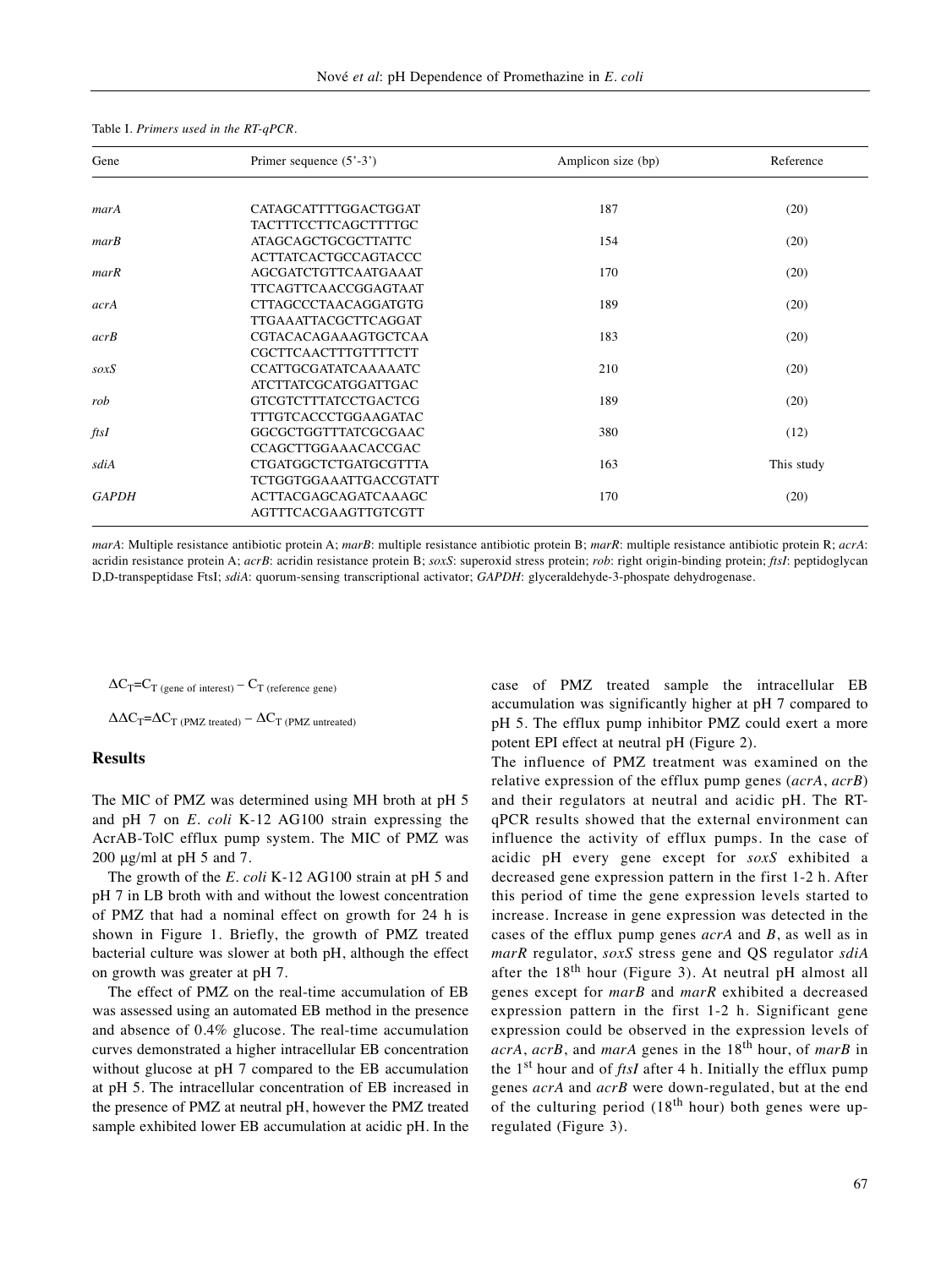Table I. *Primers used in the RT-qPCR*.

| Gene | Primer sequence (5'-3') | Amplicon size (bp) | Reference |
|---|---|---|---|
| *marA* | CATAGCATTTTGGACTGGAT<br>TACTTTCCTTCAGCTTTTGC | 187 | (20) |
| *marB* | ATAGCAGCTGCGCTTATTC<br>ACTTATCACTGCCAGTACCC | 154 | (20) |
| *marR* | AGCGATCTGTTCAATGAAAT<br>TTCAGTTCAACCGGAGTAAT | 170 | (20) |
| *acrA* | CTTAGCCCTAACAGGATGTG<br>TTGAAATTACGCTTCAGGAT | 189 | (20) |
| *acrB* | CGTACACAGAAAGTGCTCAA<br>CGCTTCAACTTTGTTTTCTT | 183 | (20) |
| *soxS* | CCATTGCGATATCAAAAATC<br>ATCTTATCGCATGGATTGAC | 210 | (20) |
| *rob* | GTCGTCTTTATCCTGACTCG<br>TTTGTCACCCTGGAAGATAC | 189 | (20) |
| *ftsI* | GGCGCTGGTTTATCGCGAAC<br>CCAGCTTGGAAACACCGAC | 380 | (12) |
| *sdiA* | CTGATGGCTCTGATGCGTTTA<br>TCTGGTGGAAATTGACCGTATT | 163 | This study |
| *GAPDH* | ACTTACGAGCAGATCAAAGC<br>AGTTTCACGAAGTTGTCGTT | 170 | (20) |

*marA*: Multiple resistance antibiotic protein A; *marB*: multiple resistance antibiotic protein B; *marR*: multiple resistance antibiotic protein R; *acrA*: acridin resistance protein A; *acrB*: acridin resistance protein B; *soxS*: superoxid stress protein; *rob*: right origin-binding protein; *ftsI*: peptidoglycan D,D-transpeptidase FtsI; *sdiA*: quorum-sensing transcriptional activator; *GAPDH*: glyceraldehyde-3-phospate dehydrogenase.

$$\Delta C_T = C_{T\,(\text{gene of interest})} - C_{T\,(\text{reference gene})}$$

$$\Delta\Delta C_T = \Delta C_{T\,(\text{PMZ treated})} - \Delta C_{T\,(\text{PMZ untreated})}$$

## Results

The MIC of PMZ was determined using MH broth at pH 5 and pH 7 on *E. coli* K-12 AG100 strain expressing the AcrAB-TolC efflux pump system. The MIC of PMZ was 200 μg/ml at pH 5 and 7.

The growth of the *E. coli* K-12 AG100 strain at pH 5 and pH 7 in LB broth with and without the lowest concentration of PMZ that had a nominal effect on growth for 24 h is shown in Figure 1. Briefly, the growth of PMZ treated bacterial culture was slower at both pH, although the effect on growth was greater at pH 7.

The effect of PMZ on the real-time accumulation of EB was assessed using an automated EB method in the presence and absence of 0.4% glucose. The real-time accumulation curves demonstrated a higher intracellular EB concentration without glucose at pH 7 compared to the EB accumulation at pH 5. The intracellular concentration of EB increased in the presence of PMZ at neutral pH, however the PMZ treated sample exhibited lower EB accumulation at acidic pH. In the case of PMZ treated sample the intracellular EB accumulation was significantly higher at pH 7 compared to pH 5. The efflux pump inhibitor PMZ could exert a more potent EPI effect at neutral pH (Figure 2).

The influence of PMZ treatment was examined on the relative expression of the efflux pump genes (*acrA*, *acrB*) and their regulators at neutral and acidic pH. The RT-qPCR results showed that the external environment can influence the activity of efflux pumps. In the case of acidic pH every gene except for *soxS* exhibited a decreased gene expression pattern in the first 1-2 h. After this period of time the gene expression levels started to increase. Increase in gene expression was detected in the cases of the efflux pump genes *acrA* and *B*, as well as in *marR* regulator, *soxS* stress gene and QS regulator *sdiA* after the 18th hour (Figure 3). At neutral pH almost all genes except for *marB* and *marR* exhibited a decreased expression pattern in the first 1-2 h. Significant gene expression could be observed in the expression levels of *acrA*, *acrB*, and *marA* genes in the 18th hour, of *marB* in the 1st hour and of *ftsI* after 4 h. Initially the efflux pump genes *acrA* and *acrB* were down-regulated, but at the end of the culturing period (18th hour) both genes were up-regulated (Figure 3).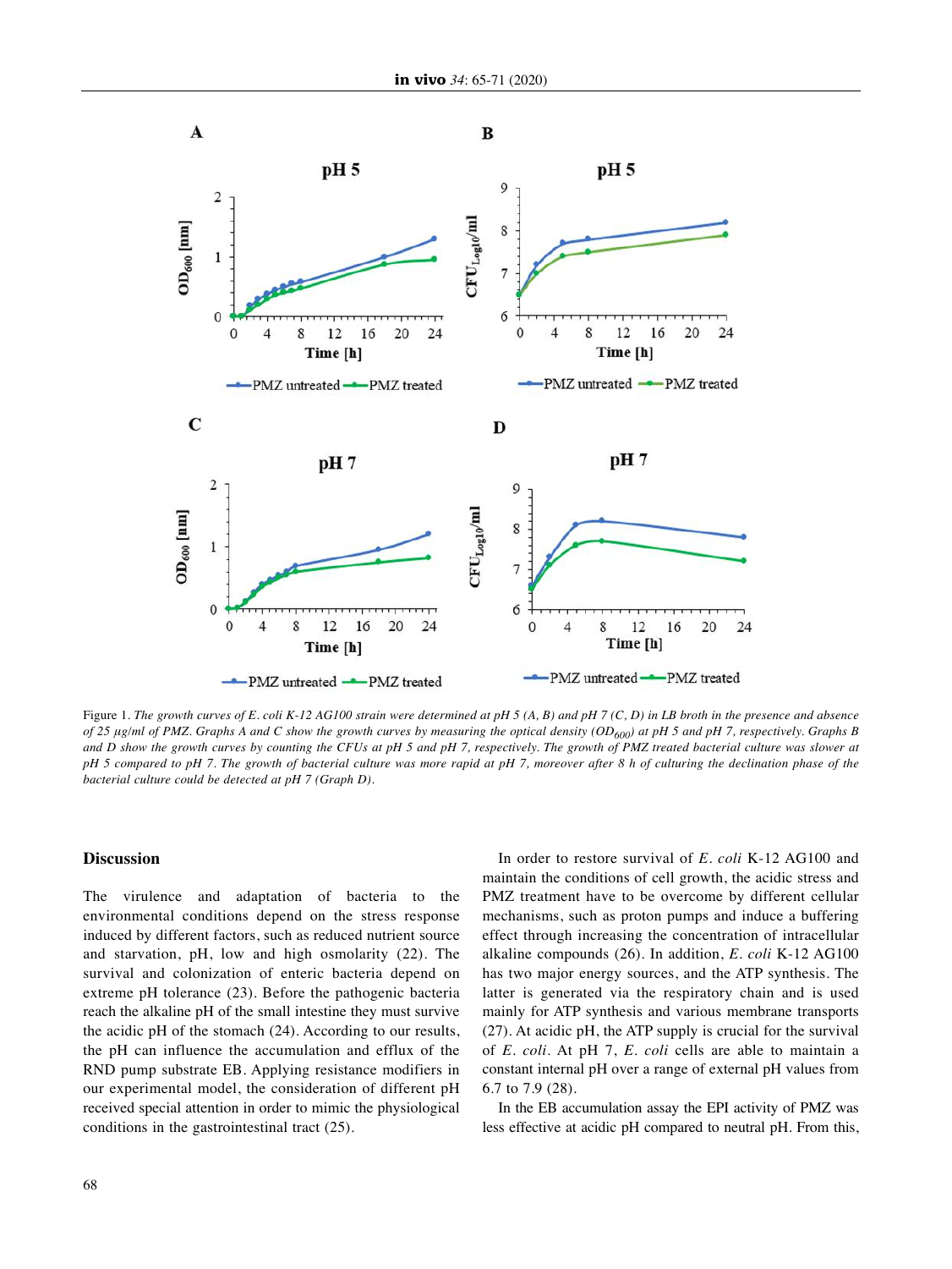Figure 1. *The growth curves of E. coli K-12 AG100 strain were determined at pH 5 (A, B) and pH 7 (C, D) in LB broth in the presence and absence of 25 µg/ml of PMZ. Graphs A and C show the growth curves by measuring the optical density ($OD_{600}$) at pH 5 and pH 7, respectively. Graphs B and D show the growth curves by counting the CFUs at pH 5 and pH 7, respectively. The growth of PMZ treated bacterial culture was slower at pH 5 compared to pH 7. The growth of bacterial culture was more rapid at pH 7, moreover after 8 h of culturing the declination phase of the bacterial culture could be detected at pH 7 (Graph D).*

## Discussion

The virulence and adaptation of bacteria to the environmental conditions depend on the stress response induced by different factors, such as reduced nutrient source and starvation, pH, low and high osmolarity (22). The survival and colonization of enteric bacteria depend on extreme pH tolerance (23). Before the pathogenic bacteria reach the alkaline pH of the small intestine they must survive the acidic pH of the stomach (24). According to our results, the pH can influence the accumulation and efflux of the RND pump substrate EB. Applying resistance modifiers in our experimental model, the consideration of different pH received special attention in order to mimic the physiological conditions in the gastrointestinal tract (25).

In order to restore survival of *E. coli* K-12 AG100 and maintain the conditions of cell growth, the acidic stress and PMZ treatment have to be overcome by different cellular mechanisms, such as proton pumps and induce a buffering effect through increasing the concentration of intracellular alkaline compounds (26). In addition, *E. coli* K-12 AG100 has two major energy sources, and the ATP synthesis. The latter is generated via the respiratory chain and is used mainly for ATP synthesis and various membrane transports (27). At acidic pH, the ATP supply is crucial for the survival of *E. coli*. At pH 7, *E. coli* cells are able to maintain a constant internal pH over a range of external pH values from 6.7 to 7.9 (28).

In the EB accumulation assay the EPI activity of PMZ was less effective at acidic pH compared to neutral pH. From this,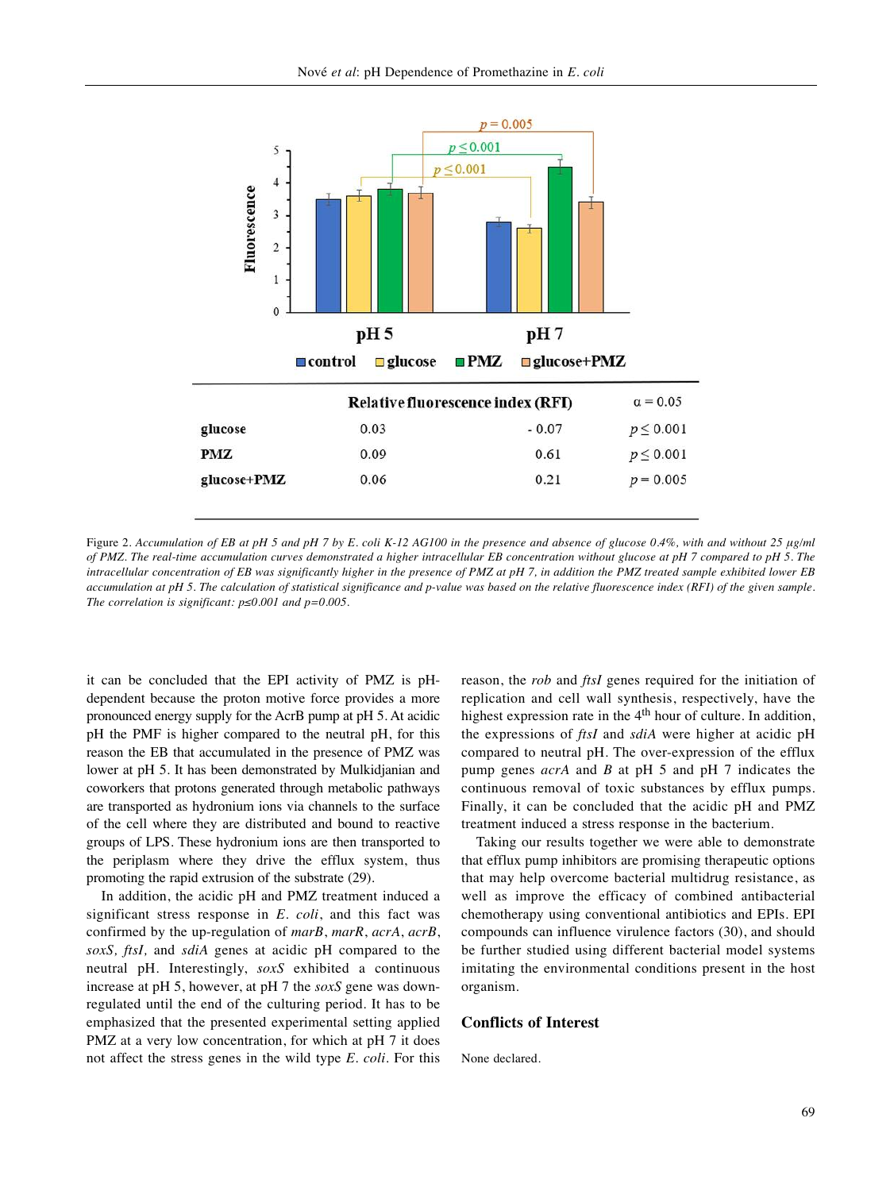| | Relative fluorescence index (RFI) | | α = 0.05 |
|---|---|---|---|
| **glucose** | 0.03 | - 0.07 | $p \leq 0.001$ |
| **PMZ** | 0.09 | 0.61 | $p \leq 0.001$ |
| **glucose+PMZ** | 0.06 | 0.21 | $p = 0.005$ |

Figure 2. *Accumulation of EB at pH 5 and pH 7 by E. coli K-12 AG100 in the presence and absence of glucose 0.4%, with and without 25 μg/ml of PMZ. The real-time accumulation curves demonstrated a higher intracellular EB concentration without glucose at pH 7 compared to pH 5. The intracellular concentration of EB was significantly higher in the presence of PMZ at pH 7, in addition the PMZ treated sample exhibited lower EB accumulation at pH 5. The calculation of statistical significance and p-value was based on the relative fluorescence index (RFI) of the given sample. The correlation is significant: p≤0.001 and p=0.005.*

it can be concluded that the EPI activity of PMZ is pH-dependent because the proton motive force provides a more pronounced energy supply for the AcrB pump at pH 5. At acidic pH the PMF is higher compared to the neutral pH, for this reason the EB that accumulated in the presence of PMZ was lower at pH 5. It has been demonstrated by Mulkidjanian and coworkers that protons generated through metabolic pathways are transported as hydronium ions via channels to the surface of the cell where they are distributed and bound to reactive groups of LPS. These hydronium ions are then transported to the periplasm where they drive the efflux system, thus promoting the rapid extrusion of the substrate (29).

In addition, the acidic pH and PMZ treatment induced a significant stress response in *E. coli*, and this fact was confirmed by the up-regulation of *marB*, *marR*, *acrA*, *acrB*, *soxS, ftsI,* and *sdiA* genes at acidic pH compared to the neutral pH. Interestingly, *soxS* exhibited a continuous increase at pH 5, however, at pH 7 the *soxS* gene was down-regulated until the end of the culturing period. It has to be emphasized that the presented experimental setting applied PMZ at a very low concentration, for which at pH 7 it does not affect the stress genes in the wild type *E. coli*. For this reason, the *rob* and *ftsI* genes required for the initiation of replication and cell wall synthesis, respectively, have the highest expression rate in the 4$^{th}$ hour of culture. In addition, the expressions of *ftsI* and *sdiA* were higher at acidic pH compared to neutral pH. The over-expression of the efflux pump genes *acrA* and *B* at pH 5 and pH 7 indicates the continuous removal of toxic substances by efflux pumps. Finally, it can be concluded that the acidic pH and PMZ treatment induced a stress response in the bacterium.

Taking our results together we were able to demonstrate that efflux pump inhibitors are promising therapeutic options that may help overcome bacterial multidrug resistance, as well as improve the efficacy of combined antibacterial chemotherapy using conventional antibiotics and EPIs. EPI compounds can influence virulence factors (30), and should be further studied using different bacterial model systems imitating the environmental conditions present in the host organism.

## Conflicts of Interest

None declared.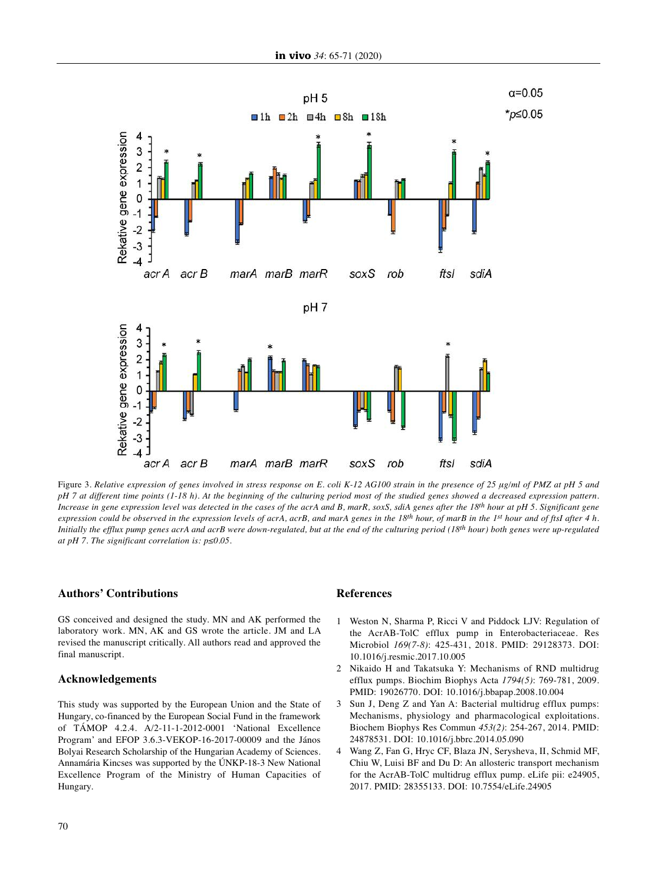Figure 3. *Relative expression of genes involved in stress response on E. coli K-12 AG100 strain in the presence of 25 μg/ml of PMZ at pH 5 and pH 7 at different time points (1-18 h). At the beginning of the culturing period most of the studied genes showed a decreased expression pattern. Increase in gene expression level was detected in the cases of the acrA and B, marR, soxS, sdiA genes after the 18th hour at pH 5. Significant gene expression could be observed in the expression levels of acrA, acrB, and marA genes in the 18th hour, of marB in the 1st hour and of ftsI after 4 h. Initially the efflux pump genes acrA and acrB were down-regulated, but at the end of the culturing period (18th hour) both genes were up-regulated at pH 7. The significant correlation is: p≤0.05.*

## Authors' Contributions

GS conceived and designed the study. MN and AK performed the laboratory work. MN, AK and GS wrote the article. JM and LA revised the manuscript critically. All authors read and approved the final manuscript.

## Acknowledgements

This study was supported by the European Union and the State of Hungary, co-financed by the European Social Fund in the framework of TÁMOP 4.2.4. A/2-11-1-2012-0001 'National Excellence Program' and EFOP 3.6.3-VEKOP-16-2017-00009 and the János Bolyai Research Scholarship of the Hungarian Academy of Sciences. Annamária Kincses was supported by the ÚNKP-18-3 New National Excellence Program of the Ministry of Human Capacities of Hungary.

## References

1. Weston N, Sharma P, Ricci V and Piddock LJV: Regulation of the AcrAB-TolC efflux pump in Enterobacteriaceae. Res Microbiol *169(7-8)*: 425-431, 2018. PMID: 29128373. DOI: 10.1016/j.resmic.2017.10.005
2. Nikaido H and Takatsuka Y: Mechanisms of RND multidrug efflux pumps. Biochim Biophys Acta *1794(5)*: 769-781, 2009. PMID: 19026770. DOI: 10.1016/j.bbapap.2008.10.004
3. Sun J, Deng Z and Yan A: Bacterial multidrug efflux pumps: Mechanisms, physiology and pharmacological exploitations. Biochem Biophys Res Commun *453(2)*: 254-267, 2014. PMID: 24878531. DOI: 10.1016/j.bbrc.2014.05.090
4. Wang Z, Fan G, Hryc CF, Blaza JN, Serysheva, II, Schmid MF, Chiu W, Luisi BF and Du D: An allosteric transport mechanism for the AcrAB-TolC multidrug efflux pump. eLife pii: e24905, 2017. PMID: 28355133. DOI: 10.7554/eLife.24905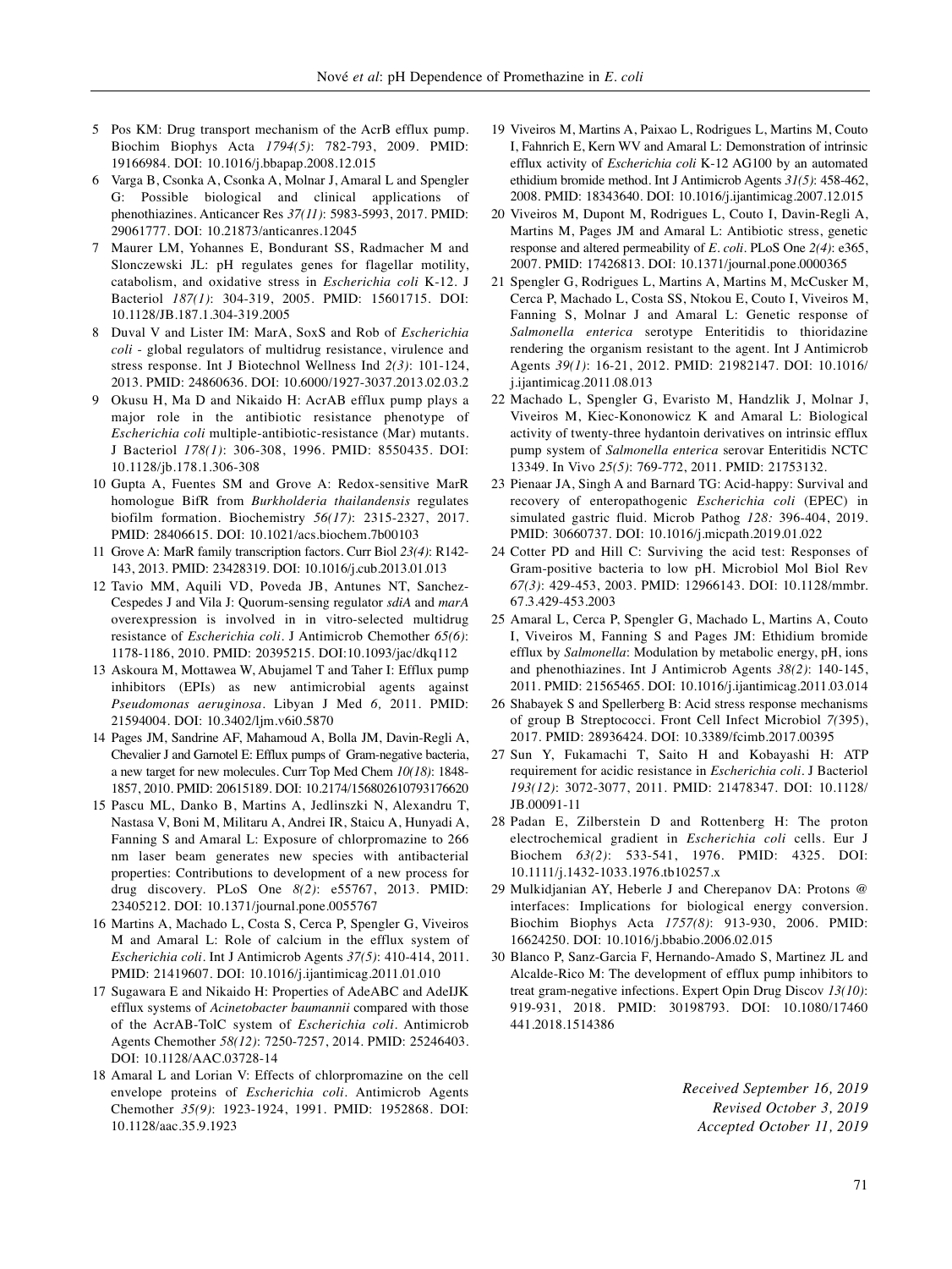5 Pos KM: Drug transport mechanism of the AcrB efflux pump. Biochim Biophys Acta *1794(5)*: 782-793, 2009. PMID: 19166984. DOI: 10.1016/j.bbapap.2008.12.015

6 Varga B, Csonka A, Csonka A, Molnar J, Amaral L and Spengler G: Possible biological and clinical applications of phenothiazines. Anticancer Res *37(11)*: 5983-5993, 2017. PMID: 29061777. DOI: 10.21873/anticanres.12045

7 Maurer LM, Yohannes E, Bondurant SS, Radmacher M and Slonczewski JL: pH regulates genes for flagellar motility, catabolism, and oxidative stress in *Escherichia coli* K-12. J Bacteriol *187(1)*: 304-319, 2005. PMID: 15601715. DOI: 10.1128/JB.187.1.304-319.2005

8 Duval V and Lister IM: MarA, SoxS and Rob of *Escherichia coli* - global regulators of multidrug resistance, virulence and stress response. Int J Biotechnol Wellness Ind *2(3)*: 101-124, 2013. PMID: 24860636. DOI: 10.6000/1927-3037.2013.02.03.2

9 Okusu H, Ma D and Nikaido H: AcrAB efflux pump plays a major role in the antibiotic resistance phenotype of *Escherichia coli* multiple-antibiotic-resistance (Mar) mutants. J Bacteriol *178(1)*: 306-308, 1996. PMID: 8550435. DOI: 10.1128/jb.178.1.306-308

10 Gupta A, Fuentes SM and Grove A: Redox-sensitive MarR homologue BifR from *Burkholderia thailandensis* regulates biofilm formation. Biochemistry *56(17)*: 2315-2327, 2017. PMID: 28406615. DOI: 10.1021/acs.biochem.7b00103

11 Grove A: MarR family transcription factors. Curr Biol *23(4)*: R142-143, 2013. PMID: 23428319. DOI: 10.1016/j.cub.2013.01.013

12 Tavio MM, Aquili VD, Poveda JB, Antunes NT, Sanchez-Cespedes J and Vila J: Quorum-sensing regulator *sdiA* and *marA* overexpression is involved in in vitro-selected multidrug resistance of *Escherichia coli*. J Antimicrob Chemother *65(6)*: 1178-1186, 2010. PMID: 20395215. DOI:10.1093/jac/dkq112

13 Askoura M, Mottawea W, Abujamel T and Taher I: Efflux pump inhibitors (EPIs) as new antimicrobial agents against *Pseudomonas aeruginosa*. Libyan J Med *6,* 2011. PMID: 21594004. DOI: 10.3402/ljm.v6i0.5870

14 Pages JM, Sandrine AF, Mahamoud A, Bolla JM, Davin-Regli A, Chevalier J and Garnotel E: Efflux pumps of Gram-negative bacteria, a new target for new molecules. Curr Top Med Chem *10(18)*: 1848-1857, 2010. PMID: 20615189. DOI: 10.2174/156802610793176620

15 Pascu ML, Danko B, Martins A, Jedlinszki N, Alexandru T, Nastasa V, Boni M, Militaru A, Andrei IR, Staicu A, Hunyadi A, Fanning S and Amaral L: Exposure of chlorpromazine to 266 nm laser beam generates new species with antibacterial properties: Contributions to development of a new process for drug discovery. PLoS One *8(2)*: e55767, 2013. PMID: 23405212. DOI: 10.1371/journal.pone.0055767

16 Martins A, Machado L, Costa S, Cerca P, Spengler G, Viveiros M and Amaral L: Role of calcium in the efflux system of *Escherichia coli*. Int J Antimicrob Agents *37(5)*: 410-414, 2011. PMID: 21419607. DOI: 10.1016/j.ijantimicag.2011.01.010

17 Sugawara E and Nikaido H: Properties of AdeABC and AdeIJK efflux systems of *Acinetobacter baumannii* compared with those of the AcrAB-TolC system of *Escherichia coli*. Antimicrob Agents Chemother *58(12)*: 7250-7257, 2014. PMID: 25246403. DOI: 10.1128/AAC.03728-14

18 Amaral L and Lorian V: Effects of chlorpromazine on the cell envelope proteins of *Escherichia coli*. Antimicrob Agents Chemother *35(9)*: 1923-1924, 1991. PMID: 1952868. DOI: 10.1128/aac.35.9.1923

19 Viveiros M, Martins A, Paixao L, Rodrigues L, Martins M, Couto I, Fahnrich E, Kern WV and Amaral L: Demonstration of intrinsic efflux activity of *Escherichia coli* K-12 AG100 by an automated ethidium bromide method. Int J Antimicrob Agents *31(5)*: 458-462, 2008. PMID: 18343640. DOI: 10.1016/j.ijantimicag.2007.12.015

20 Viveiros M, Dupont M, Rodrigues L, Couto I, Davin-Regli A, Martins M, Pages JM and Amaral L: Antibiotic stress, genetic response and altered permeability of *E. coli*. PLoS One *2(4)*: e365, 2007. PMID: 17426813. DOI: 10.1371/journal.pone.0000365

21 Spengler G, Rodrigues L, Martins A, Martins M, McCusker M, Cerca P, Machado L, Costa SS, Ntokou E, Couto I, Viveiros M, Fanning S, Molnar J and Amaral L: Genetic response of *Salmonella enterica* serotype Enteritidis to thioridazine rendering the organism resistant to the agent. Int J Antimicrob Agents *39(1)*: 16-21, 2012. PMID: 21982147. DOI: 10.1016/j.ijantimicag.2011.08.013

22 Machado L, Spengler G, Evaristo M, Handzlik J, Molnar J, Viveiros M, Kiec-Kononowicz K and Amaral L: Biological activity of twenty-three hydantoin derivatives on intrinsic efflux pump system of *Salmonella enterica* serovar Enteritidis NCTC 13349. In Vivo *25(5)*: 769-772, 2011. PMID: 21753132.

23 Pienaar JA, Singh A and Barnard TG: Acid-happy: Survival and recovery of enteropathogenic *Escherichia coli* (EPEC) in simulated gastric fluid. Microb Pathog *128:* 396-404, 2019. PMID: 30660737. DOI: 10.1016/j.micpath.2019.01.022

24 Cotter PD and Hill C: Surviving the acid test: Responses of Gram-positive bacteria to low pH. Microbiol Mol Biol Rev *67(3)*: 429-453, 2003. PMID: 12966143. DOI: 10.1128/mmbr.67.3.429-453.2003

25 Amaral L, Cerca P, Spengler G, Machado L, Martins A, Couto I, Viveiros M, Fanning S and Pages JM: Ethidium bromide efflux by *Salmonella*: Modulation by metabolic energy, pH, ions and phenothiazines. Int J Antimicrob Agents *38(2)*: 140-145, 2011. PMID: 21565465. DOI: 10.1016/j.ijantimicag.2011.03.014

26 Shabayek S and Spellerberg B: Acid stress response mechanisms of group B Streptococci. Front Cell Infect Microbiol *7(*395), 2017. PMID: 28936424. DOI: 10.3389/fcimb.2017.00395

27 Sun Y, Fukamachi T, Saito H and Kobayashi H: ATP requirement for acidic resistance in *Escherichia coli*. J Bacteriol *193(12)*: 3072-3077, 2011. PMID: 21478347. DOI: 10.1128/JB.00091-11

28 Padan E, Zilberstein D and Rottenberg H: The proton electrochemical gradient in *Escherichia coli* cells. Eur J Biochem *63(2)*: 533-541, 1976. PMID: 4325. DOI: 10.1111/j.1432-1033.1976.tb10257.x

29 Mulkidjanian AY, Heberle J and Cherepanov DA: Protons @ interfaces: Implications for biological energy conversion. Biochim Biophys Acta *1757(8)*: 913-930, 2006. PMID: 16624250. DOI: 10.1016/j.bbabio.2006.02.015

30 Blanco P, Sanz-Garcia F, Hernando-Amado S, Martinez JL and Alcalde-Rico M: The development of efflux pump inhibitors to treat gram-negative infections. Expert Opin Drug Discov *13(10)*: 919-931, 2018. PMID: 30198793. DOI: 10.1080/17460441.2018.1514386

*Received September 16, 2019*
*Revised October 3, 2019*
*Accepted October 11, 2019*